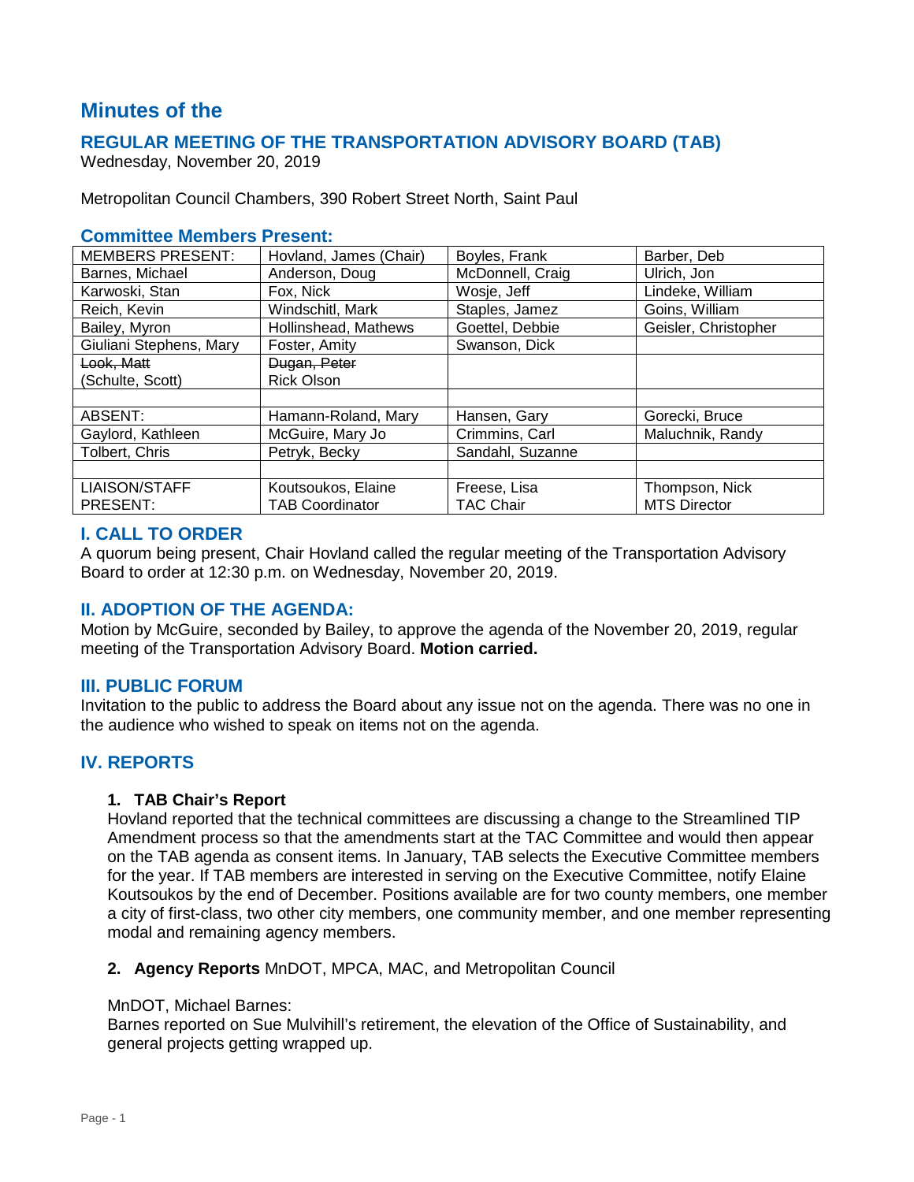# Minutes of the

## REGULAR MEETING OF THE TRANSPORTATION ADVISORY BOARD (TAB)

Wednesday, November 20, 2019

Metropolitan Council Chambers, 390 Robert Street North, Saint Paul

### Committee Members Present:

| MEMBERS PRESENT: | Hovland, James (Chair) | Boyles, Frank | Barber, Deb |
|---|---|---|---|
| Barnes, Michael | Anderson, Doug | McDonnell, Craig | Ulrich, Jon |
| Karwoski, Stan | Fox, Nick | Wosje, Jeff | Lindeke, William |
| Reich, Kevin | Windschitl, Mark | Staples, Jamez | Goins, William |
| Bailey, Myron | Hollinshead, Mathews | Goettel, Debbie | Geisler, Christopher |
| Giuliani Stephens, Mary | Foster, Amity | Swanson, Dick | |
| ~~Look, Matt~~ (Schulte, Scott) | ~~Dugan, Peter~~ Rick Olson | | |
| | | | |
| ABSENT: | Hamann-Roland, Mary | Hansen, Gary | Gorecki, Bruce |
| Gaylord, Kathleen | McGuire, Mary Jo | Crimmins, Carl | Maluchnik, Randy |
| Tolbert, Chris | Petryk, Becky | Sandahl, Suzanne | |
| | | | |
| LIAISON/STAFF PRESENT: | Koutsoukos, Elaine TAB Coordinator | Freese, Lisa TAC Chair | Thompson, Nick MTS Director |

### I. CALL TO ORDER

A quorum being present, Chair Hovland called the regular meeting of the Transportation Advisory Board to order at 12:30 p.m. on Wednesday, November 20, 2019.

### II. ADOPTION OF THE AGENDA:

Motion by McGuire, seconded by Bailey, to approve the agenda of the November 20, 2019, regular meeting of the Transportation Advisory Board. **Motion carried.**

### III. PUBLIC FORUM

Invitation to the public to address the Board about any issue not on the agenda. There was no one in the audience who wished to speak on items not on the agenda.

### IV. REPORTS

**1. TAB Chair's Report**

Hovland reported that the technical committees are discussing a change to the Streamlined TIP Amendment process so that the amendments start at the TAC Committee and would then appear on the TAB agenda as consent items. In January, TAB selects the Executive Committee members for the year. If TAB members are interested in serving on the Executive Committee, notify Elaine Koutsoukos by the end of December. Positions available are for two county members, one member a city of first-class, two other city members, one community member, and one member representing modal and remaining agency members.

**2. Agency Reports** MnDOT, MPCA, MAC, and Metropolitan Council

MnDOT, Michael Barnes:

Barnes reported on Sue Mulvihill's retirement, the elevation of the Office of Sustainability, and general projects getting wrapped up.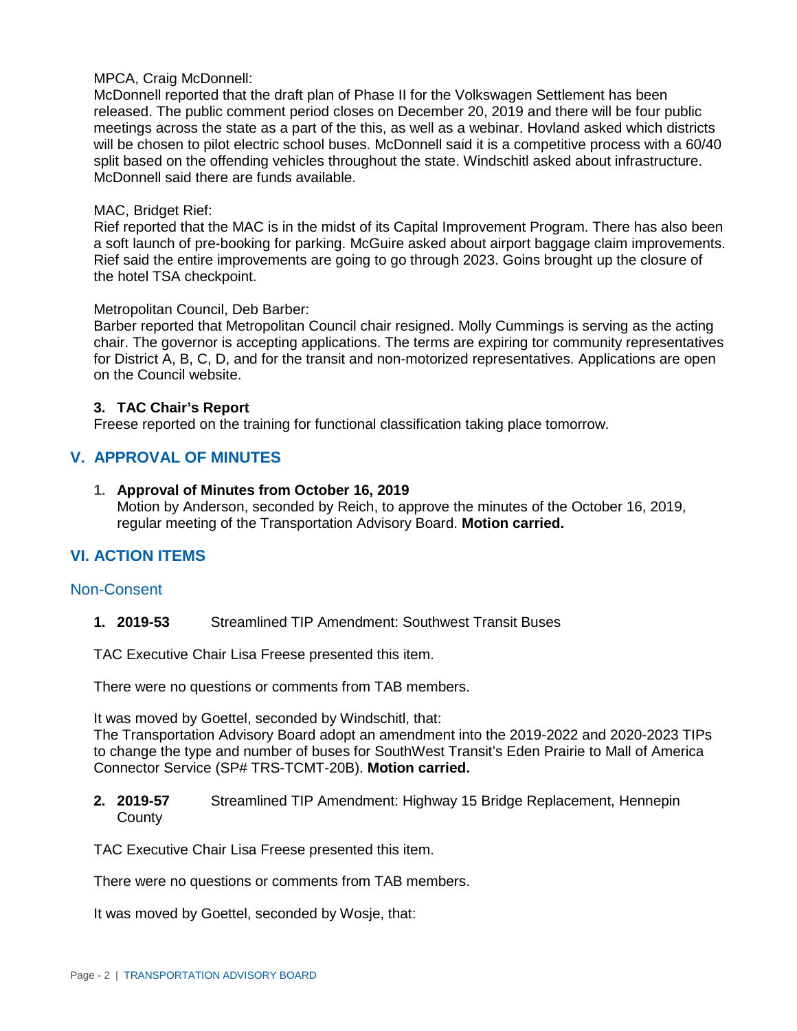MPCA, Craig McDonnell:
McDonnell reported that the draft plan of Phase II for the Volkswagen Settlement has been released. The public comment period closes on December 20, 2019 and there will be four public meetings across the state as a part of the this, as well as a webinar. Hovland asked which districts will be chosen to pilot electric school buses. McDonnell said it is a competitive process with a 60/40 split based on the offending vehicles throughout the state. Windschitl asked about infrastructure. McDonnell said there are funds available.

MAC, Bridget Rief:
Rief reported that the MAC is in the midst of its Capital Improvement Program. There has also been a soft launch of pre-booking for parking. McGuire asked about airport baggage claim improvements. Rief said the entire improvements are going to go through 2023. Goins brought up the closure of the hotel TSA checkpoint.

Metropolitan Council, Deb Barber:
Barber reported that Metropolitan Council chair resigned. Molly Cummings is serving as the acting chair. The governor is accepting applications. The terms are expiring tor community representatives for District A, B, C, D, and for the transit and non-motorized representatives. Applications are open on the Council website.

**3. TAC Chair's Report**
Freese reported on the training for functional classification taking place tomorrow.

## V. APPROVAL OF MINUTES

1. **Approval of Minutes from October 16, 2019**
   Motion by Anderson, seconded by Reich, to approve the minutes of the October 16, 2019, regular meeting of the Transportation Advisory Board. **Motion carried.**

## VI. ACTION ITEMS

### Non-Consent

1. **2019-53** Streamlined TIP Amendment: Southwest Transit Buses

TAC Executive Chair Lisa Freese presented this item.

There were no questions or comments from TAB members.

It was moved by Goettel, seconded by Windschitl, that:
The Transportation Advisory Board adopt an amendment into the 2019-2022 and 2020-2023 TIPs to change the type and number of buses for SouthWest Transit's Eden Prairie to Mall of America Connector Service (SP# TRS-TCMT-20B). **Motion carried.**

2. **2019-57** Streamlined TIP Amendment: Highway 15 Bridge Replacement, Hennepin County

TAC Executive Chair Lisa Freese presented this item.

There were no questions or comments from TAB members.

It was moved by Goettel, seconded by Wosje, that: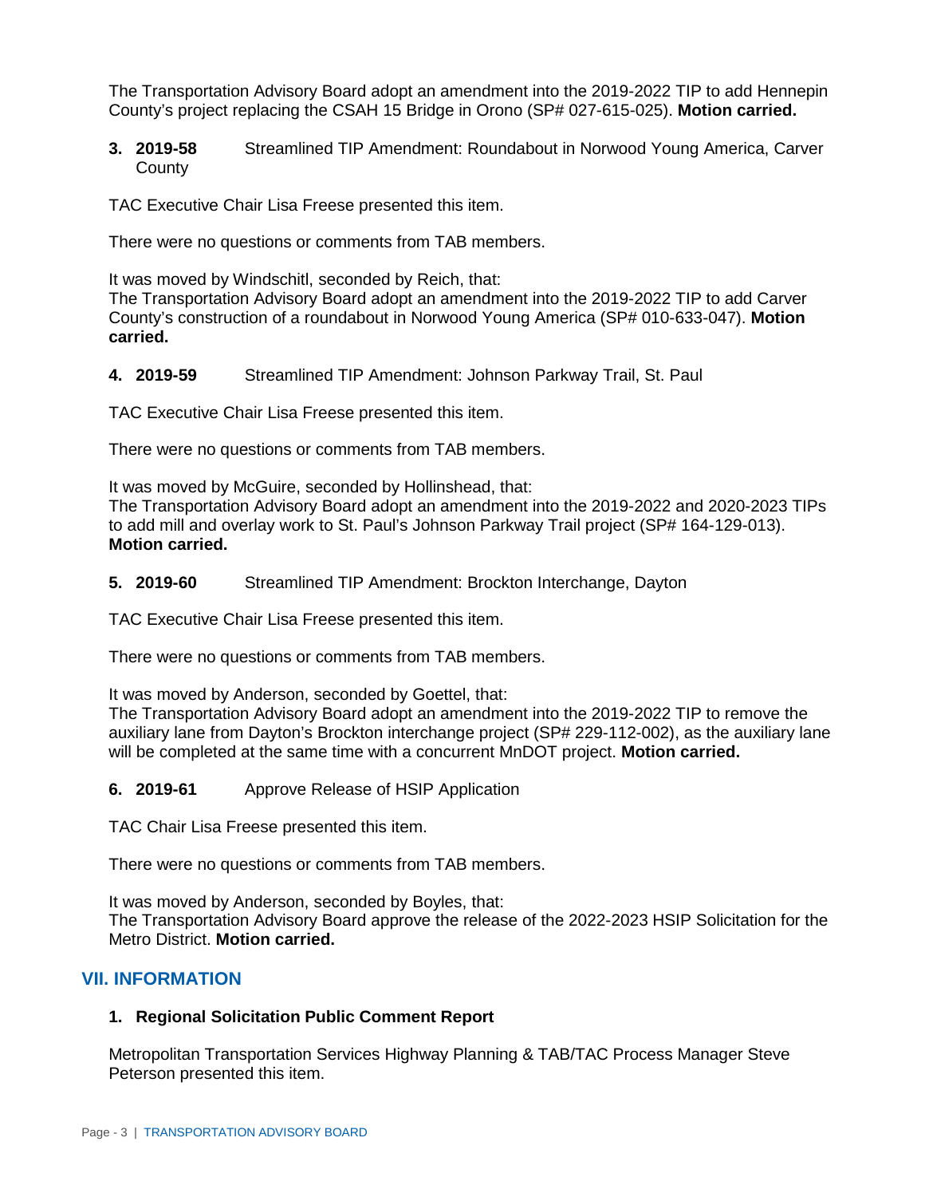The Transportation Advisory Board adopt an amendment into the 2019-2022 TIP to add Hennepin County's project replacing the CSAH 15 Bridge in Orono (SP# 027-615-025). **Motion carried.**

**3. 2019-58** Streamlined TIP Amendment: Roundabout in Norwood Young America, Carver County

TAC Executive Chair Lisa Freese presented this item.

There were no questions or comments from TAB members.

It was moved by Windschitl, seconded by Reich, that:
The Transportation Advisory Board adopt an amendment into the 2019-2022 TIP to add Carver County's construction of a roundabout in Norwood Young America (SP# 010-633-047). **Motion carried.**

**4. 2019-59** Streamlined TIP Amendment: Johnson Parkway Trail, St. Paul

TAC Executive Chair Lisa Freese presented this item.

There were no questions or comments from TAB members.

It was moved by McGuire, seconded by Hollinshead, that:
The Transportation Advisory Board adopt an amendment into the 2019-2022 and 2020-2023 TIPs to add mill and overlay work to St. Paul's Johnson Parkway Trail project (SP# 164-129-013). **Motion carried.**

**5. 2019-60** Streamlined TIP Amendment: Brockton Interchange, Dayton

TAC Executive Chair Lisa Freese presented this item.

There were no questions or comments from TAB members.

It was moved by Anderson, seconded by Goettel, that:
The Transportation Advisory Board adopt an amendment into the 2019-2022 TIP to remove the auxiliary lane from Dayton's Brockton interchange project (SP# 229-112-002), as the auxiliary lane will be completed at the same time with a concurrent MnDOT project. **Motion carried.**

**6. 2019-61** Approve Release of HSIP Application

TAC Chair Lisa Freese presented this item.

There were no questions or comments from TAB members.

It was moved by Anderson, seconded by Boyles, that:
The Transportation Advisory Board approve the release of the 2022-2023 HSIP Solicitation for the Metro District. **Motion carried.**

## VII. INFORMATION

**1. Regional Solicitation Public Comment Report**

Metropolitan Transportation Services Highway Planning & TAB/TAC Process Manager Steve Peterson presented this item.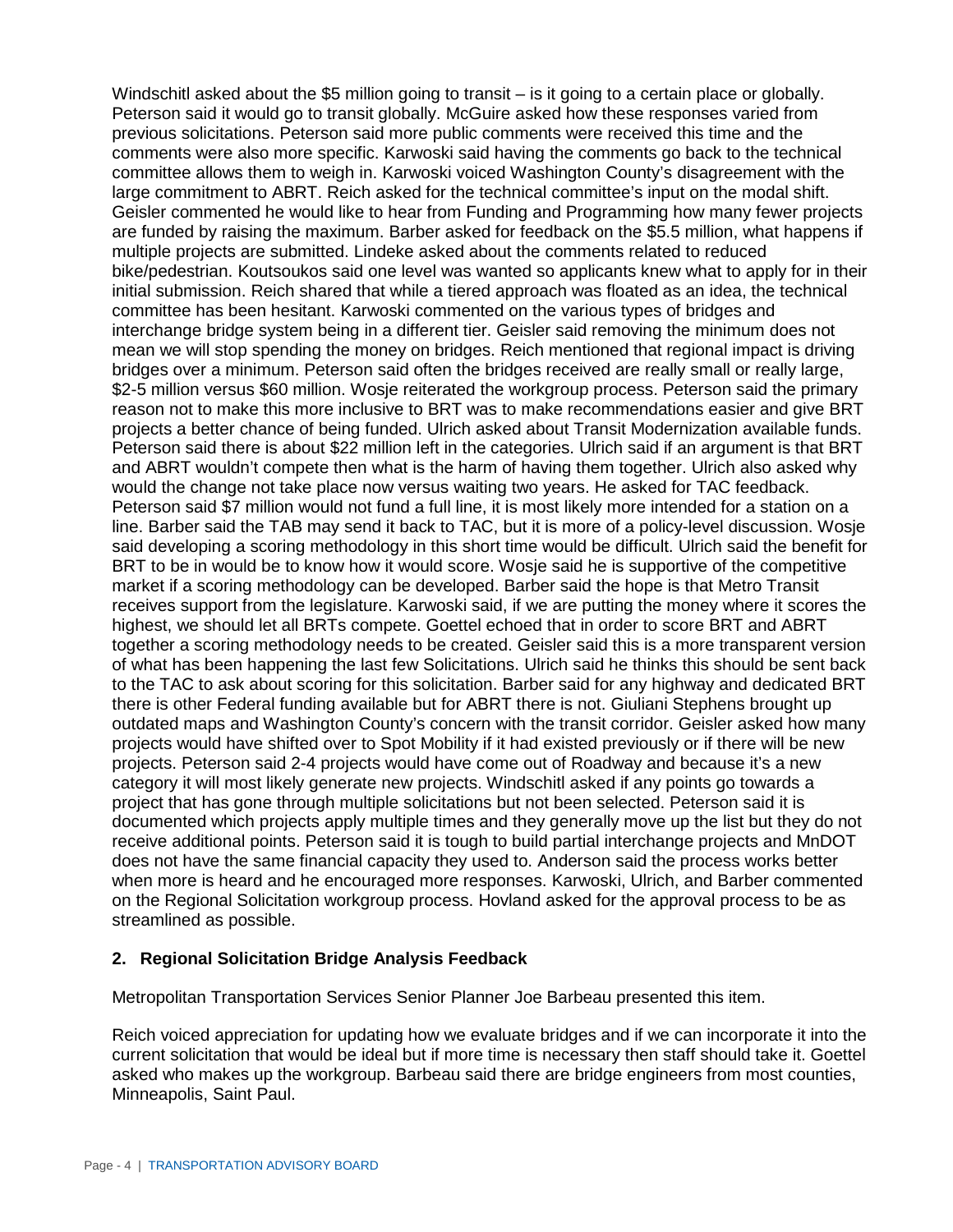Windschitl asked about the $5 million going to transit – is it going to a certain place or globally. Peterson said it would go to transit globally. McGuire asked how these responses varied from previous solicitations. Peterson said more public comments were received this time and the comments were also more specific. Karwoski said having the comments go back to the technical committee allows them to weigh in. Karwoski voiced Washington County's disagreement with the large commitment to ABRT. Reich asked for the technical committee's input on the modal shift. Geisler commented he would like to hear from Funding and Programming how many fewer projects are funded by raising the maximum. Barber asked for feedback on the $5.5 million, what happens if multiple projects are submitted. Lindeke asked about the comments related to reduced bike/pedestrian. Koutsoukos said one level was wanted so applicants knew what to apply for in their initial submission. Reich shared that while a tiered approach was floated as an idea, the technical committee has been hesitant. Karwoski commented on the various types of bridges and interchange bridge system being in a different tier. Geisler said removing the minimum does not mean we will stop spending the money on bridges. Reich mentioned that regional impact is driving bridges over a minimum. Peterson said often the bridges received are really small or really large, $2-5 million versus $60 million. Wosje reiterated the workgroup process. Peterson said the primary reason not to make this more inclusive to BRT was to make recommendations easier and give BRT projects a better chance of being funded. Ulrich asked about Transit Modernization available funds. Peterson said there is about $22 million left in the categories. Ulrich said if an argument is that BRT and ABRT wouldn't compete then what is the harm of having them together. Ulrich also asked why would the change not take place now versus waiting two years. He asked for TAC feedback. Peterson said $7 million would not fund a full line, it is most likely more intended for a station on a line. Barber said the TAB may send it back to TAC, but it is more of a policy-level discussion. Wosje said developing a scoring methodology in this short time would be difficult. Ulrich said the benefit for BRT to be in would be to know how it would score. Wosje said he is supportive of the competitive market if a scoring methodology can be developed. Barber said the hope is that Metro Transit receives support from the legislature. Karwoski said, if we are putting the money where it scores the highest, we should let all BRTs compete. Goettel echoed that in order to score BRT and ABRT together a scoring methodology needs to be created. Geisler said this is a more transparent version of what has been happening the last few Solicitations. Ulrich said he thinks this should be sent back to the TAC to ask about scoring for this solicitation. Barber said for any highway and dedicated BRT there is other Federal funding available but for ABRT there is not. Giuliani Stephens brought up outdated maps and Washington County's concern with the transit corridor. Geisler asked how many projects would have shifted over to Spot Mobility if it had existed previously or if there will be new projects. Peterson said 2-4 projects would have come out of Roadway and because it's a new category it will most likely generate new projects. Windschitl asked if any points go towards a project that has gone through multiple solicitations but not been selected. Peterson said it is documented which projects apply multiple times and they generally move up the list but they do not receive additional points. Peterson said it is tough to build partial interchange projects and MnDOT does not have the same financial capacity they used to. Anderson said the process works better when more is heard and he encouraged more responses. Karwoski, Ulrich, and Barber commented on the Regional Solicitation workgroup process. Hovland asked for the approval process to be as streamlined as possible.

## 2. Regional Solicitation Bridge Analysis Feedback

Metropolitan Transportation Services Senior Planner Joe Barbeau presented this item.

Reich voiced appreciation for updating how we evaluate bridges and if we can incorporate it into the current solicitation that would be ideal but if more time is necessary then staff should take it. Goettel asked who makes up the workgroup. Barbeau said there are bridge engineers from most counties, Minneapolis, Saint Paul.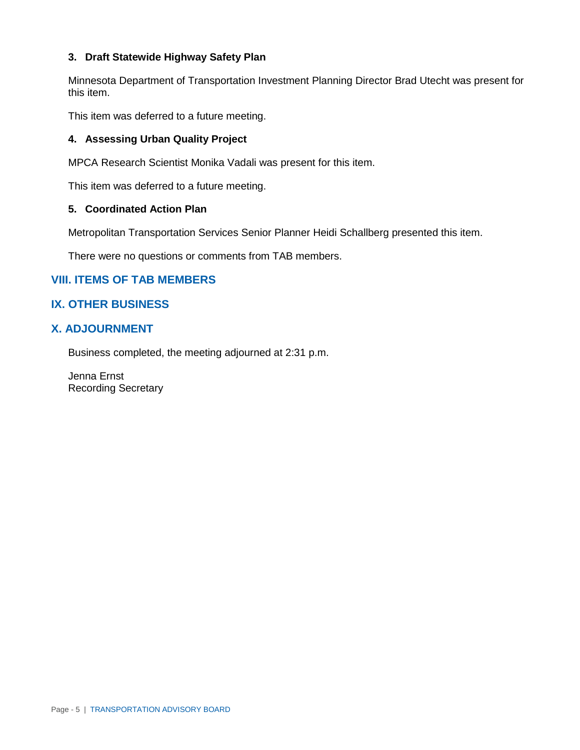### 3. Draft Statewide Highway Safety Plan

Minnesota Department of Transportation Investment Planning Director Brad Utecht was present for this item.

This item was deferred to a future meeting.

### 4. Assessing Urban Quality Project

MPCA Research Scientist Monika Vadali was present for this item.

This item was deferred to a future meeting.

### 5. Coordinated Action Plan

Metropolitan Transportation Services Senior Planner Heidi Schallberg presented this item.

There were no questions or comments from TAB members.

## VIII. ITEMS OF TAB MEMBERS

## IX. OTHER BUSINESS

## X. ADJOURNMENT

Business completed, the meeting adjourned at 2:31 p.m.

Jenna Ernst
Recording Secretary